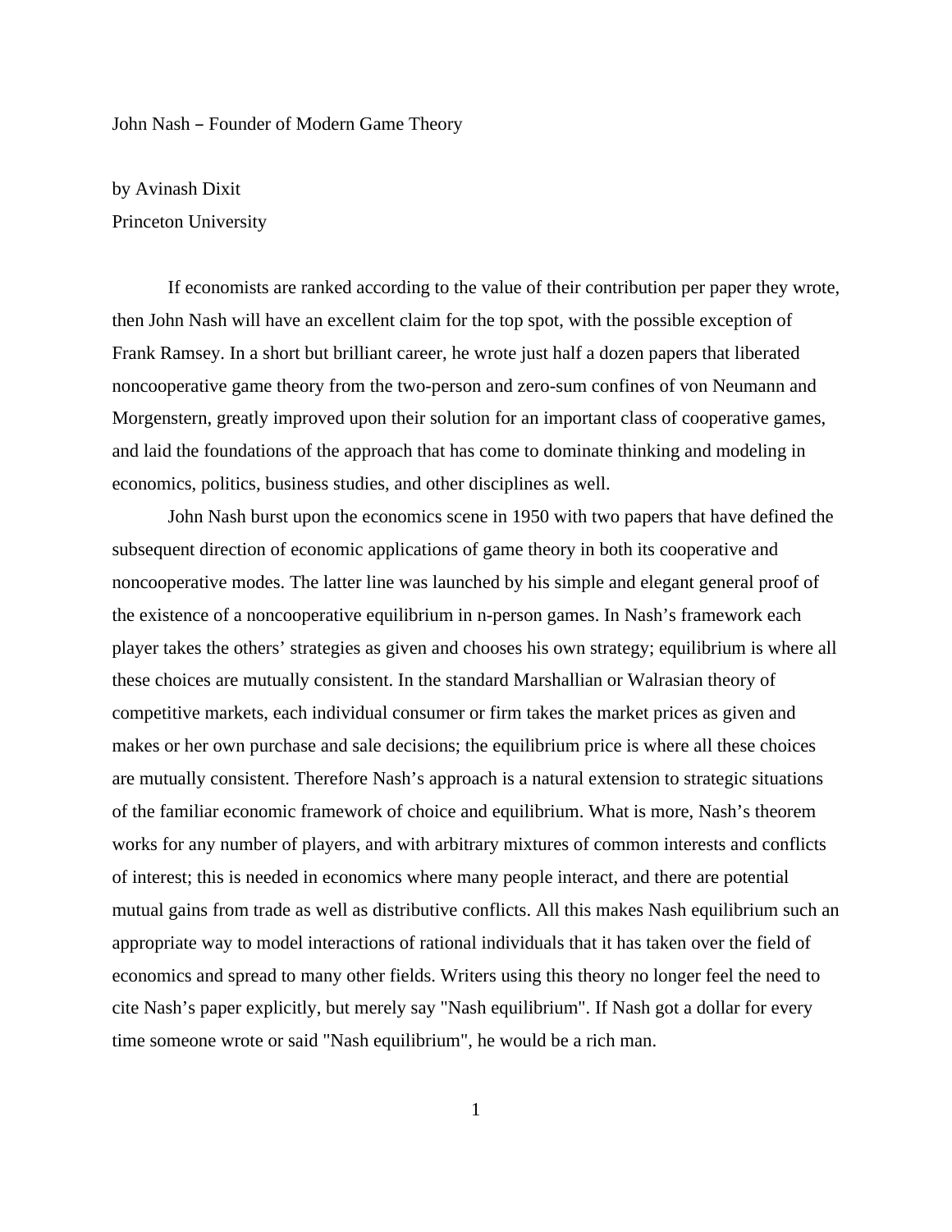# John Nash – Founder of Modern Game Theory

by Avinash Dixit
Princeton University

If economists are ranked according to the value of their contribution per paper they wrote, then John Nash will have an excellent claim for the top spot, with the possible exception of Frank Ramsey. In a short but brilliant career, he wrote just half a dozen papers that liberated noncooperative game theory from the two-person and zero-sum confines of von Neumann and Morgenstern, greatly improved upon their solution for an important class of cooperative games, and laid the foundations of the approach that has come to dominate thinking and modeling in economics, politics, business studies, and other disciplines as well.

John Nash burst upon the economics scene in 1950 with two papers that have defined the subsequent direction of economic applications of game theory in both its cooperative and noncooperative modes. The latter line was launched by his simple and elegant general proof of the existence of a noncooperative equilibrium in n-person games. In Nash's framework each player takes the others' strategies as given and chooses his own strategy; equilibrium is where all these choices are mutually consistent. In the standard Marshallian or Walrasian theory of competitive markets, each individual consumer or firm takes the market prices as given and makes or her own purchase and sale decisions; the equilibrium price is where all these choices are mutually consistent. Therefore Nash's approach is a natural extension to strategic situations of the familiar economic framework of choice and equilibrium. What is more, Nash's theorem works for any number of players, and with arbitrary mixtures of common interests and conflicts of interest; this is needed in economics where many people interact, and there are potential mutual gains from trade as well as distributive conflicts. All this makes Nash equilibrium such an appropriate way to model interactions of rational individuals that it has taken over the field of economics and spread to many other fields. Writers using this theory no longer feel the need to cite Nash's paper explicitly, but merely say "Nash equilibrium". If Nash got a dollar for every time someone wrote or said "Nash equilibrium", he would be a rich man.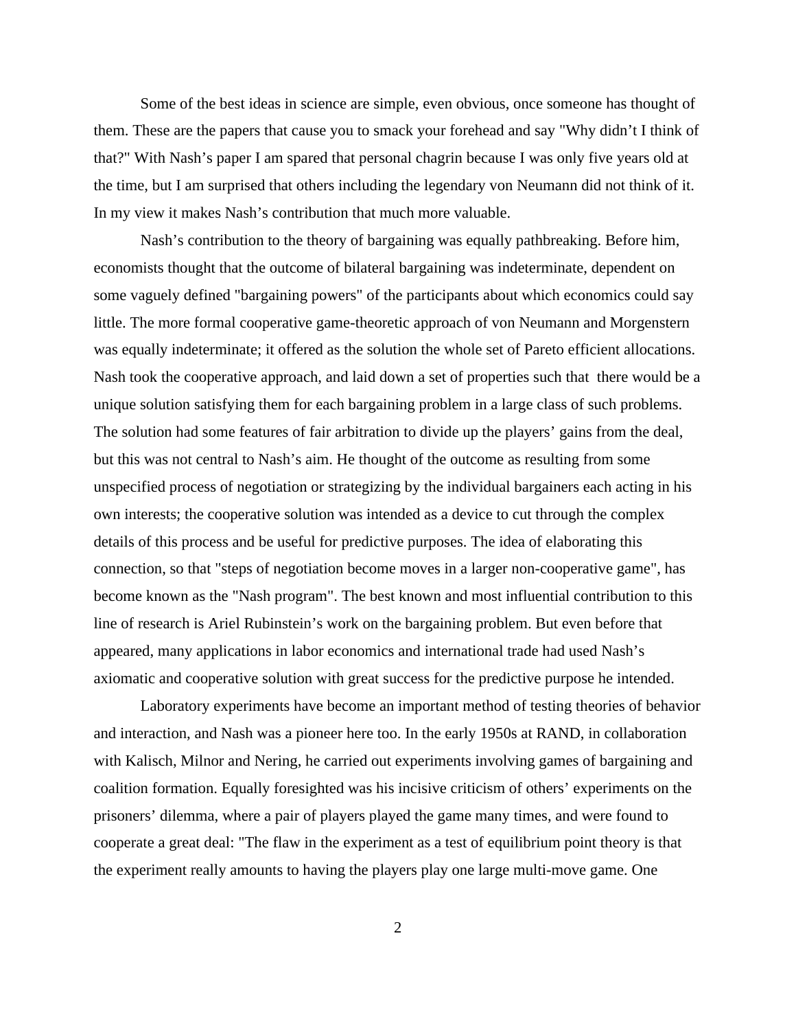Some of the best ideas in science are simple, even obvious, once someone has thought of them. These are the papers that cause you to smack your forehead and say "Why didn't I think of that?" With Nash's paper I am spared that personal chagrin because I was only five years old at the time, but I am surprised that others including the legendary von Neumann did not think of it. In my view it makes Nash's contribution that much more valuable.

Nash's contribution to the theory of bargaining was equally pathbreaking. Before him, economists thought that the outcome of bilateral bargaining was indeterminate, dependent on some vaguely defined "bargaining powers" of the participants about which economics could say little. The more formal cooperative game-theoretic approach of von Neumann and Morgenstern was equally indeterminate; it offered as the solution the whole set of Pareto efficient allocations. Nash took the cooperative approach, and laid down a set of properties such that there would be a unique solution satisfying them for each bargaining problem in a large class of such problems. The solution had some features of fair arbitration to divide up the players' gains from the deal, but this was not central to Nash's aim. He thought of the outcome as resulting from some unspecified process of negotiation or strategizing by the individual bargainers each acting in his own interests; the cooperative solution was intended as a device to cut through the complex details of this process and be useful for predictive purposes. The idea of elaborating this connection, so that "steps of negotiation become moves in a larger non-cooperative game", has become known as the "Nash program". The best known and most influential contribution to this line of research is Ariel Rubinstein's work on the bargaining problem. But even before that appeared, many applications in labor economics and international trade had used Nash's axiomatic and cooperative solution with great success for the predictive purpose he intended.

Laboratory experiments have become an important method of testing theories of behavior and interaction, and Nash was a pioneer here too. In the early 1950s at RAND, in collaboration with Kalisch, Milnor and Nering, he carried out experiments involving games of bargaining and coalition formation. Equally foresighted was his incisive criticism of others' experiments on the prisoners' dilemma, where a pair of players played the game many times, and were found to cooperate a great deal: "The flaw in the experiment as a test of equilibrium point theory is that the experiment really amounts to having the players play one large multi-move game. One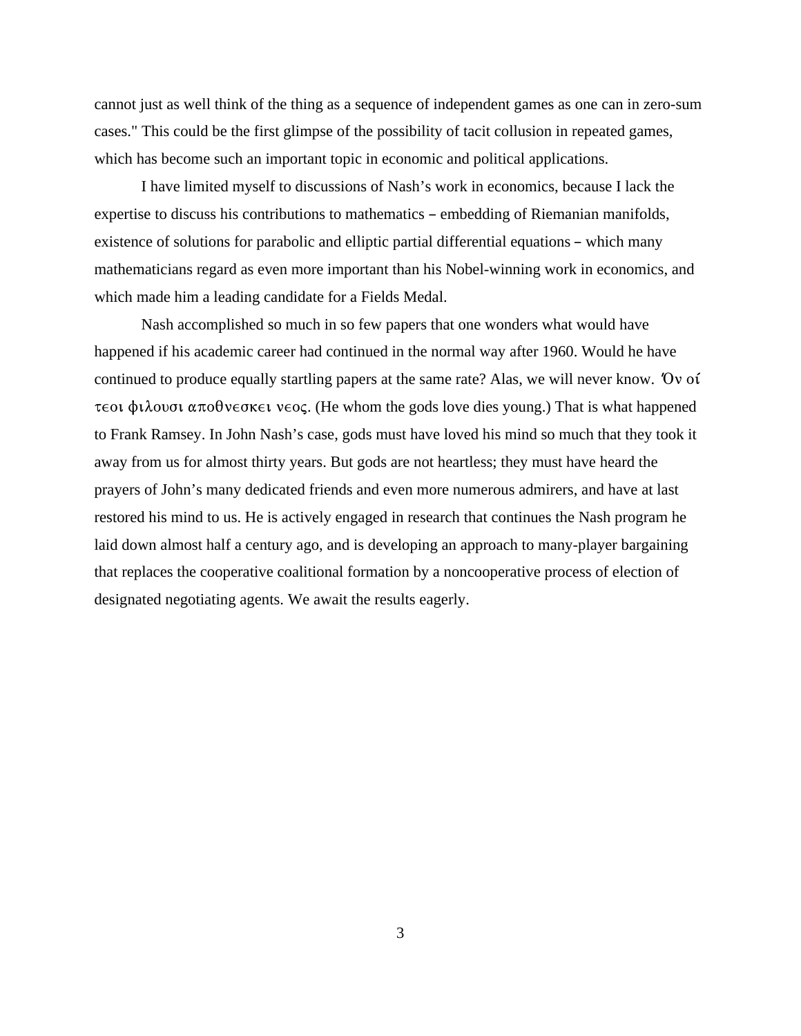cannot just as well think of the thing as a sequence of independent games as one can in zero-sum cases." This could be the first glimpse of the possibility of tacit collusion in repeated games, which has become such an important topic in economic and political applications.

I have limited myself to discussions of Nash's work in economics, because I lack the expertise to discuss his contributions to mathematics – embedding of Riemanian manifolds, existence of solutions for parabolic and elliptic partial differential equations – which many mathematicians regard as even more important than his Nobel-winning work in economics, and which made him a leading candidate for a Fields Medal.

Nash accomplished so much in so few papers that one wonders what would have happened if his academic career had continued in the normal way after 1960. Would he have continued to produce equally startling papers at the same rate? Alas, we will never know. Ὄν οἱ τεοι φιλουσι αποθνεσκει νεος. (He whom the gods love dies young.) That is what happened to Frank Ramsey. In John Nash's case, gods must have loved his mind so much that they took it away from us for almost thirty years. But gods are not heartless; they must have heard the prayers of John's many dedicated friends and even more numerous admirers, and have at last restored his mind to us. He is actively engaged in research that continues the Nash program he laid down almost half a century ago, and is developing an approach to many-player bargaining that replaces the cooperative coalitional formation by a noncooperative process of election of designated negotiating agents. We await the results eagerly.